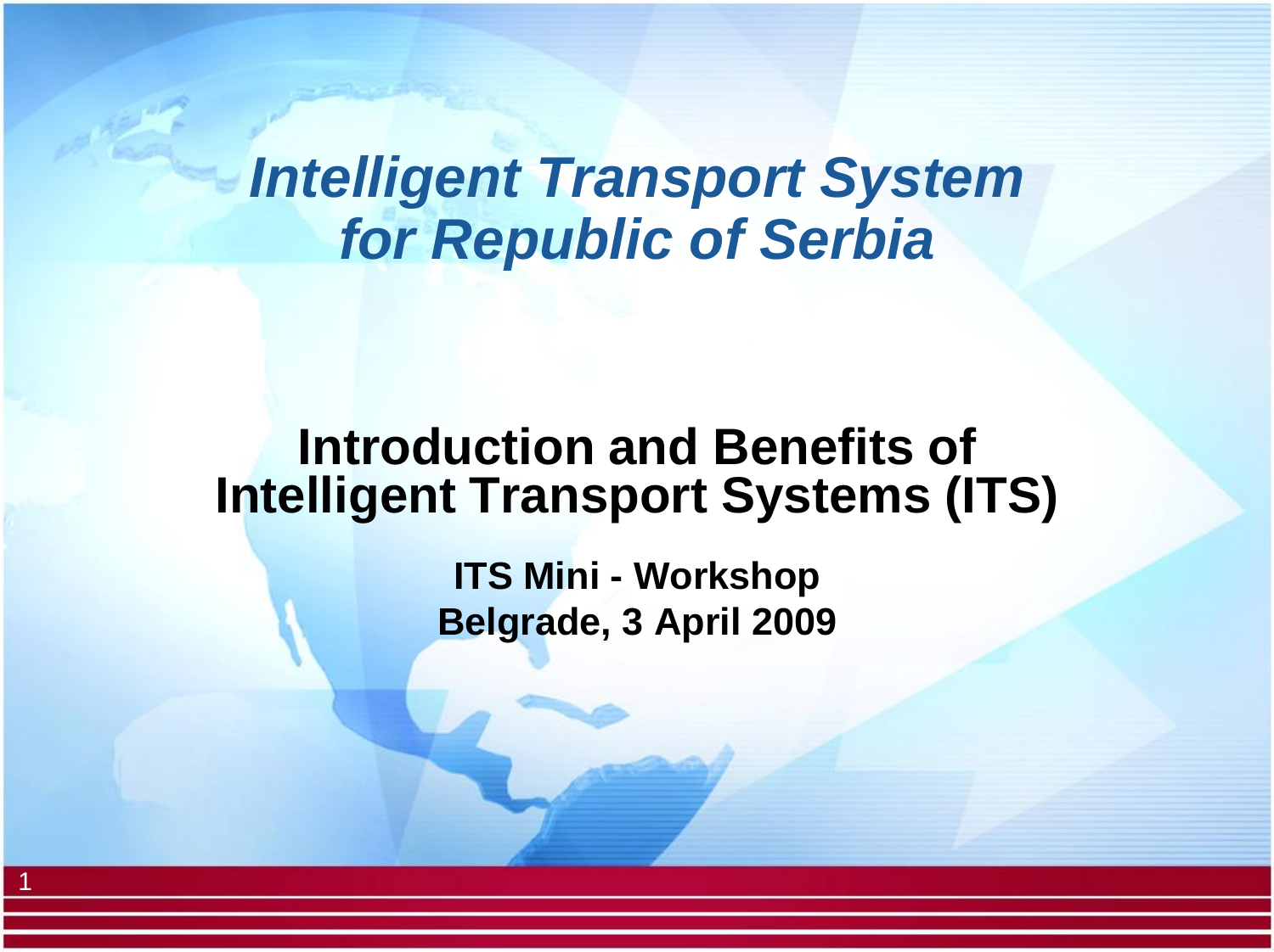# *Intelligent Transport System for Republic of Serbia*

## Introduction and Benefits of Intelligent Transport Systems (ITS)

**ITS Mini - Workshop**
**Belgrade, 3 April 2009**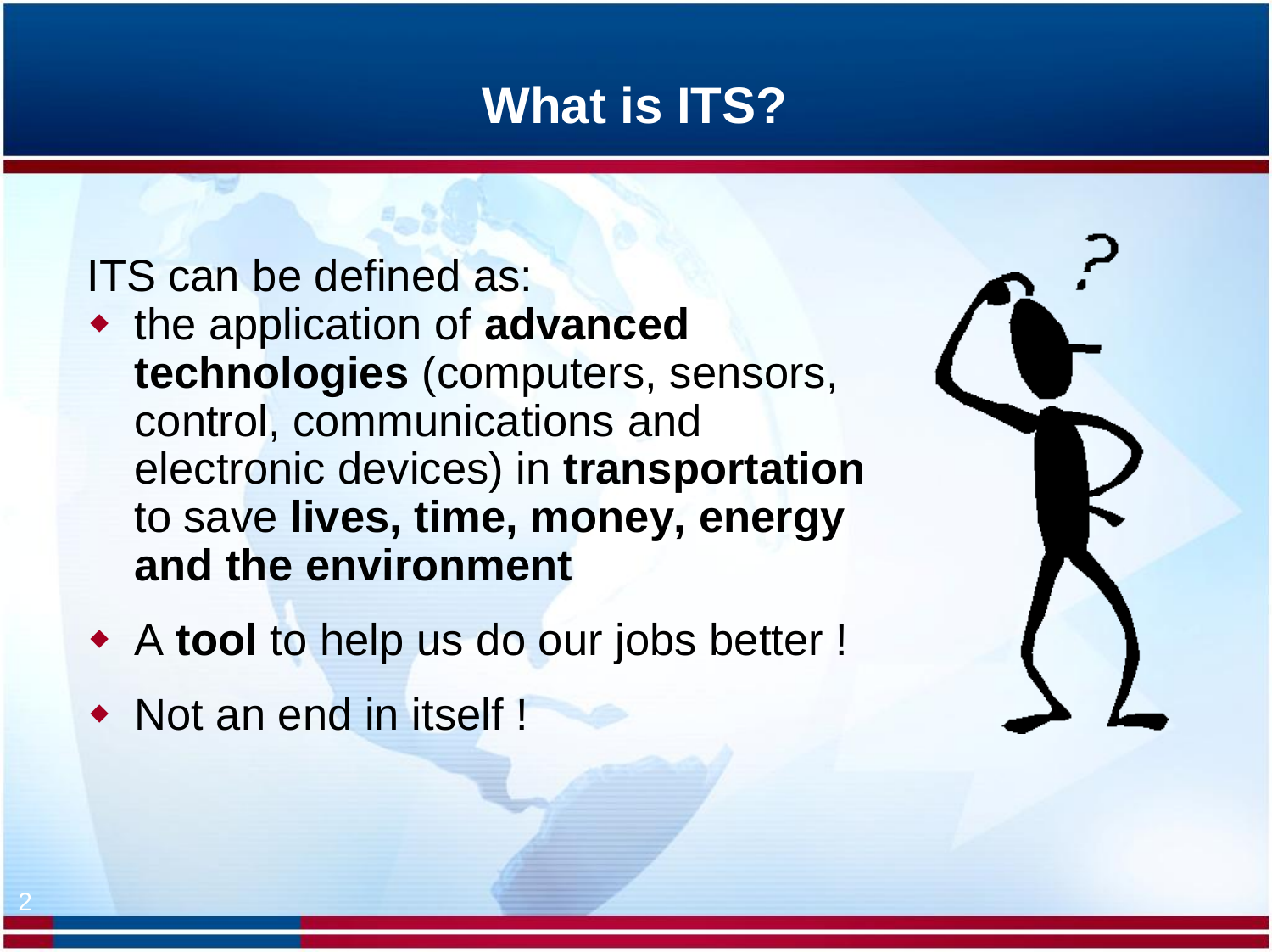# What is ITS?

ITS can be defined as:

- the application of **advanced technologies** (computers, sensors, control, communications and electronic devices) in **transportation** to save **lives, time, money, energy and the environment**
- A **tool** to help us do our jobs better !
- Not an end in itself !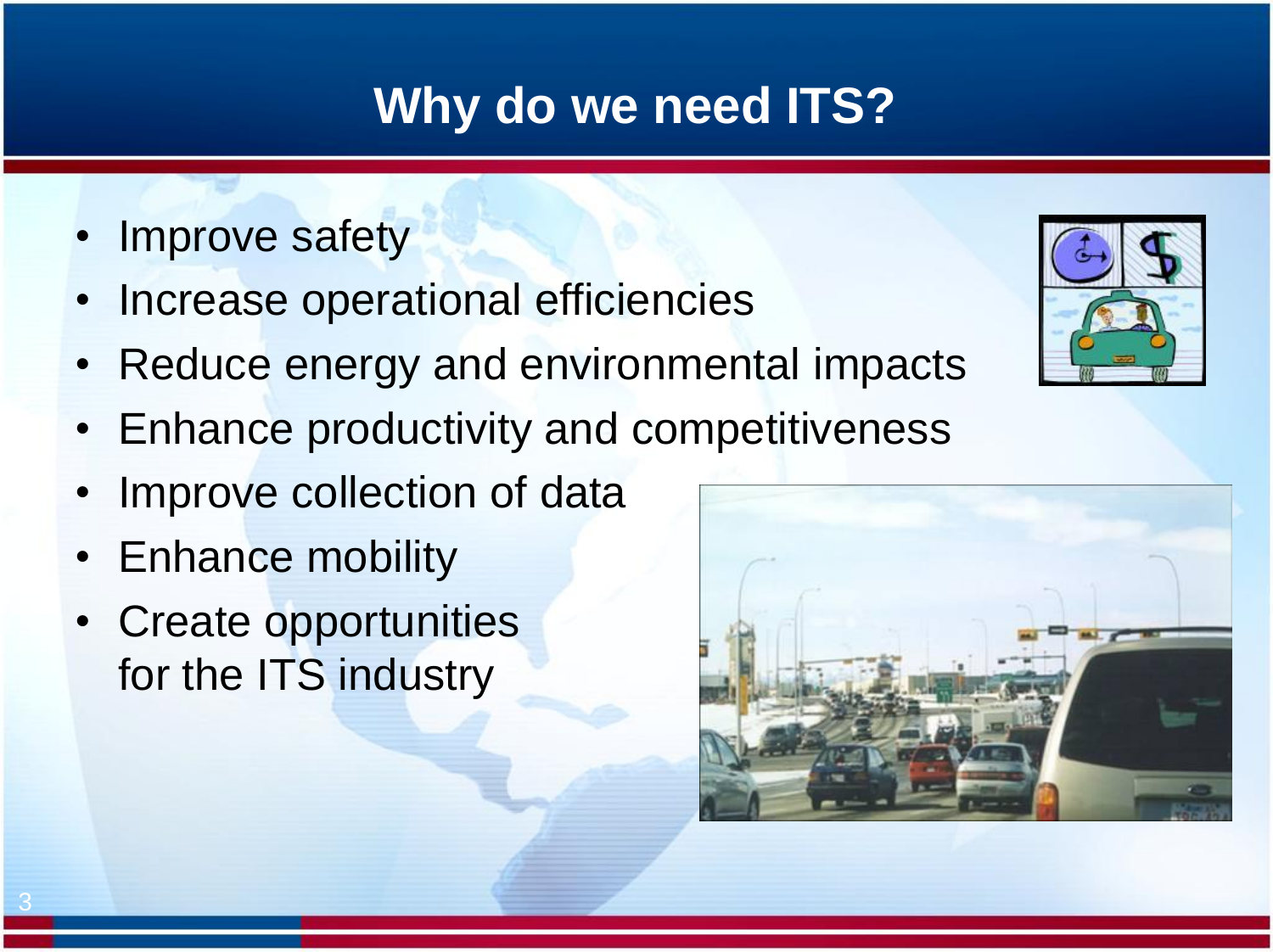# Why do we need ITS?

- Improve safety
- Increase operational efficiencies
- Reduce energy and environmental impacts
- Enhance productivity and competitiveness
- Improve collection of data
- Enhance mobility
- Create opportunities for the ITS industry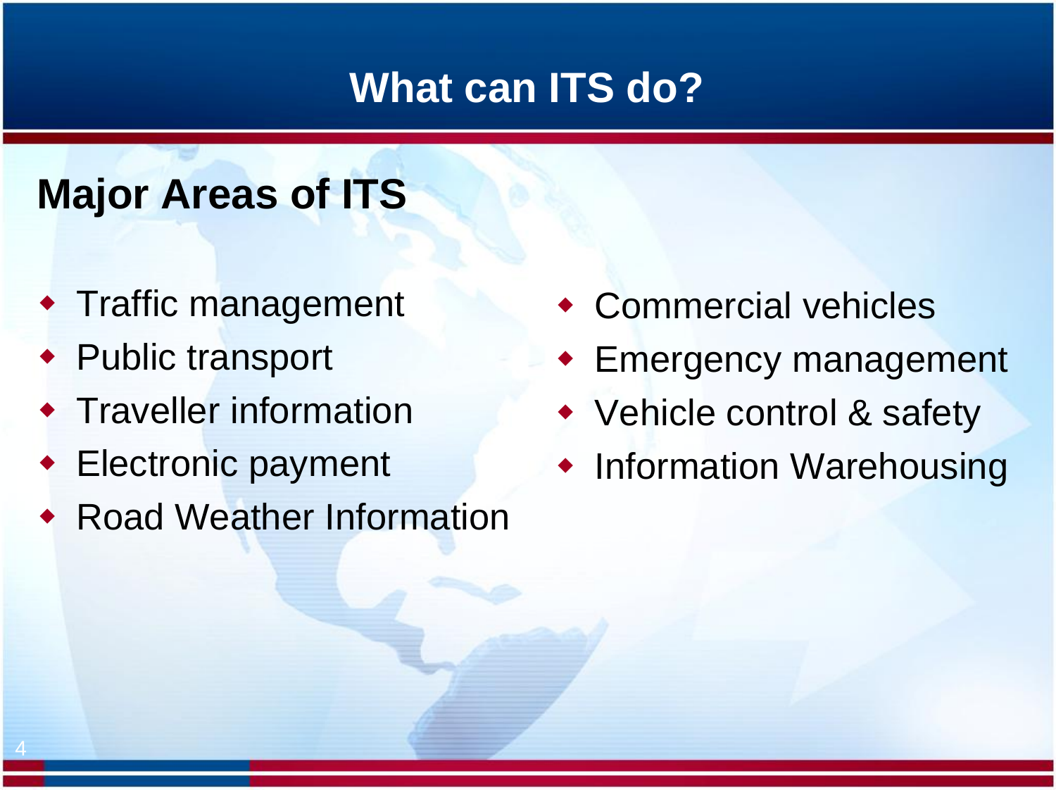# What can ITS do?

## Major Areas of ITS

- Traffic management
- Public transport
- Traveller information
- Electronic payment
- Road Weather Information
- Commercial vehicles
- Emergency management
- Vehicle control & safety
- Information Warehousing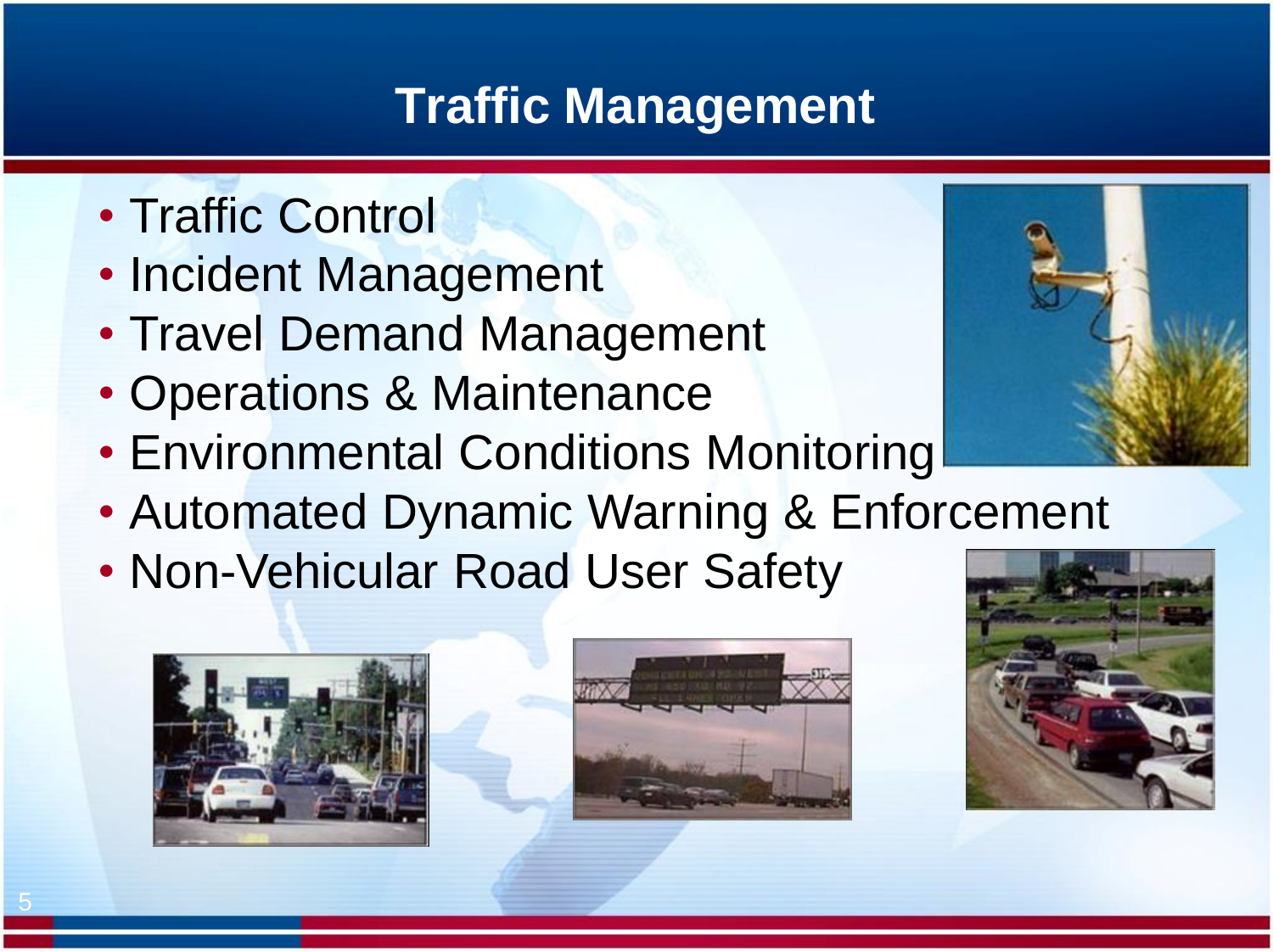# Traffic Management

- Traffic Control
- Incident Management
- Travel Demand Management
- Operations & Maintenance
- Environmental Conditions Monitoring
- Automated Dynamic Warning & Enforcement
- Non-Vehicular Road User Safety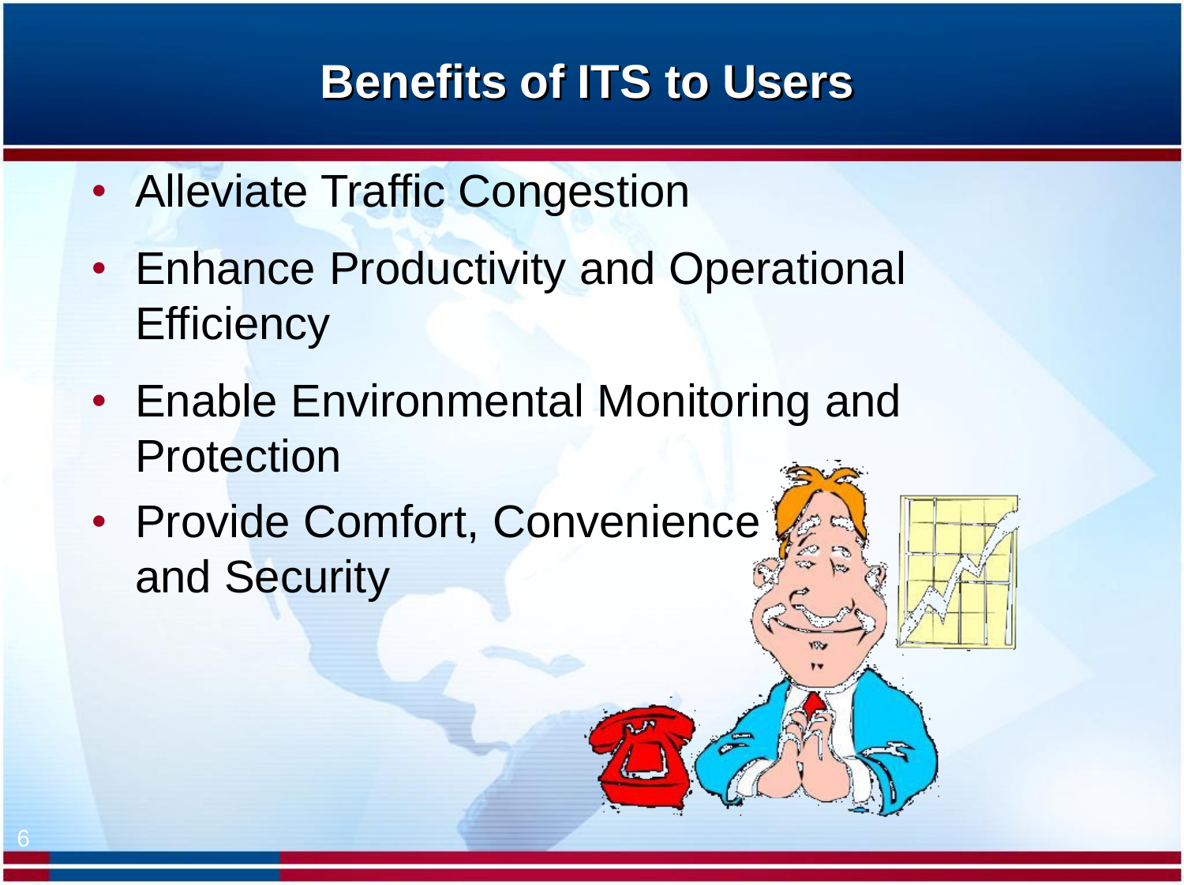# Benefits of ITS to Users

- Alleviate Traffic Congestion
- Enhance Productivity and Operational Efficiency
- Enable Environmental Monitoring and Protection
- Provide Comfort, Convenience and Security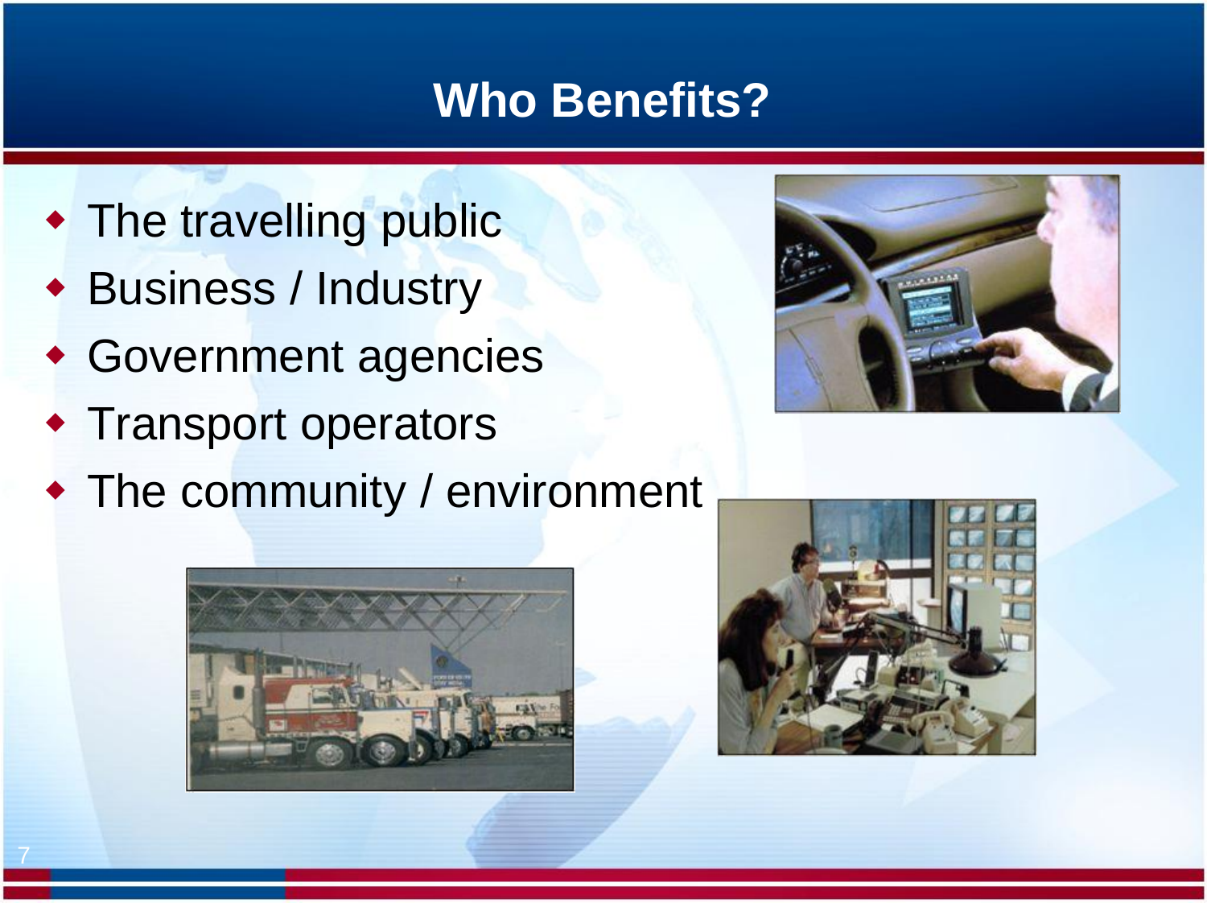# Who Benefits?

- The travelling public
- Business / Industry
- Government agencies
- Transport operators
- The community / environment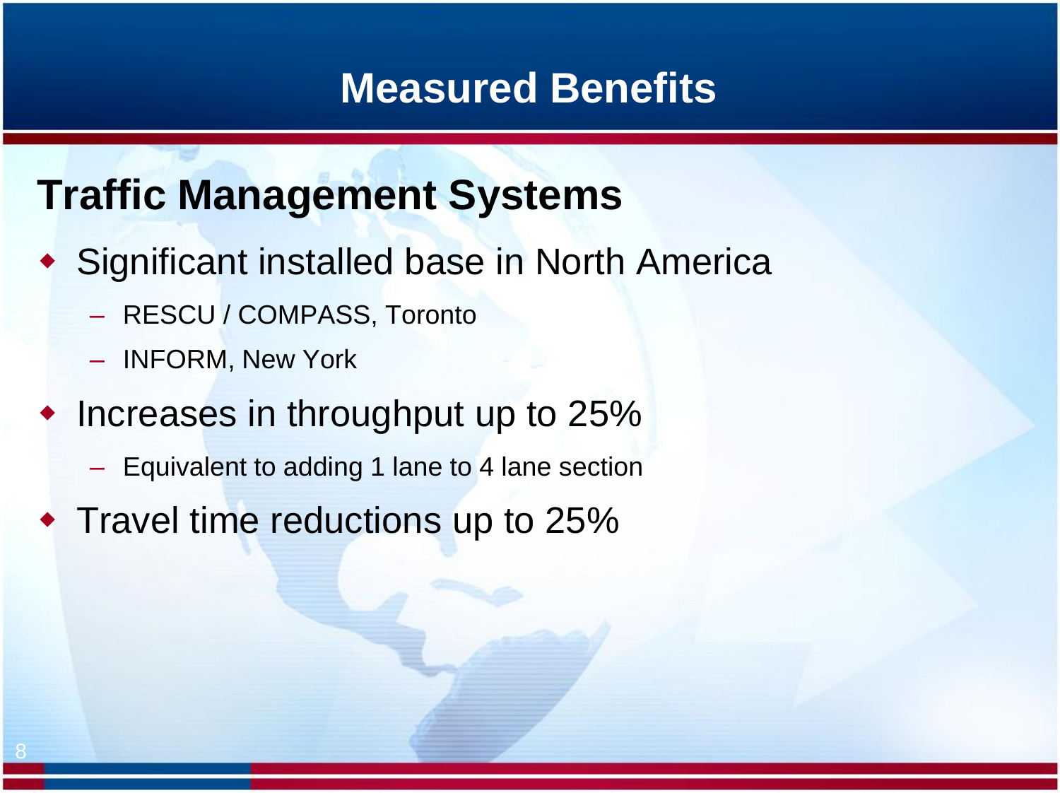# Measured Benefits

## Traffic Management Systems

- Significant installed base in North America
  - RESCU / COMPASS, Toronto
  - INFORM, New York
- Increases in throughput up to 25%
  - Equivalent to adding 1 lane to 4 lane section
- Travel time reductions up to 25%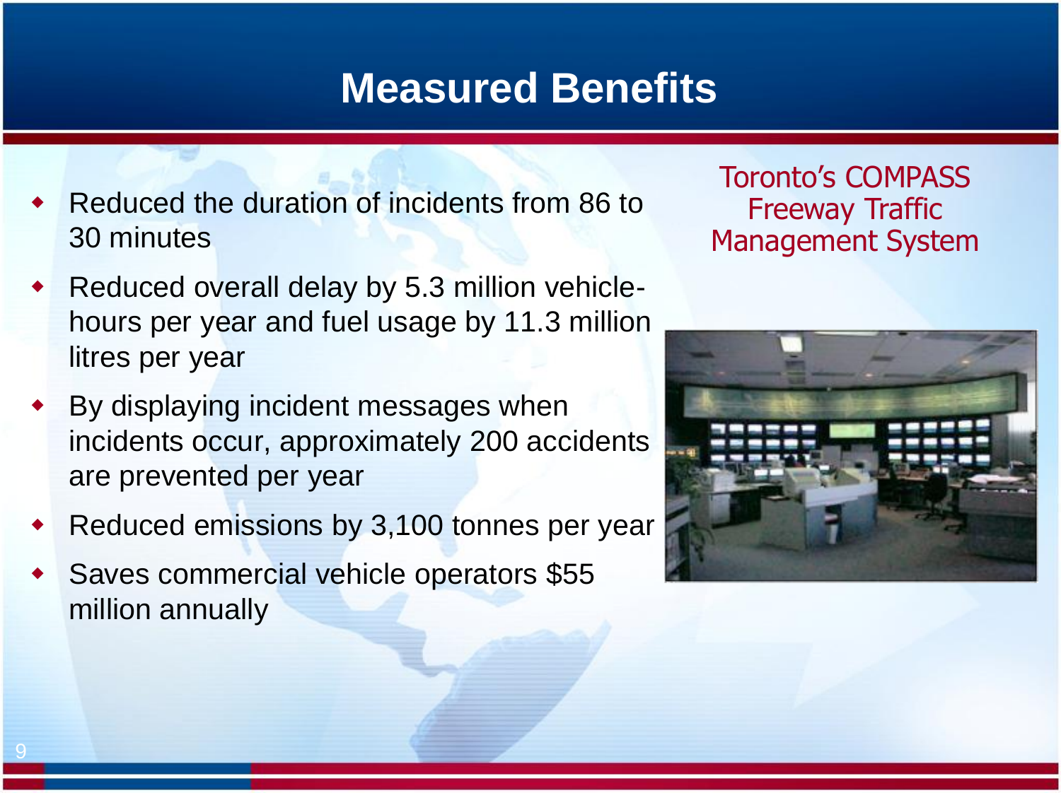# Measured Benefits

- Reduced the duration of incidents from 86 to 30 minutes
- Reduced overall delay by 5.3 million vehicle-hours per year and fuel usage by 11.3 million litres per year
- By displaying incident messages when incidents occur, approximately 200 accidents are prevented per year
- Reduced emissions by 3,100 tonnes per year
- Saves commercial vehicle operators $55 million annually

Toronto's COMPASS Freeway Traffic Management System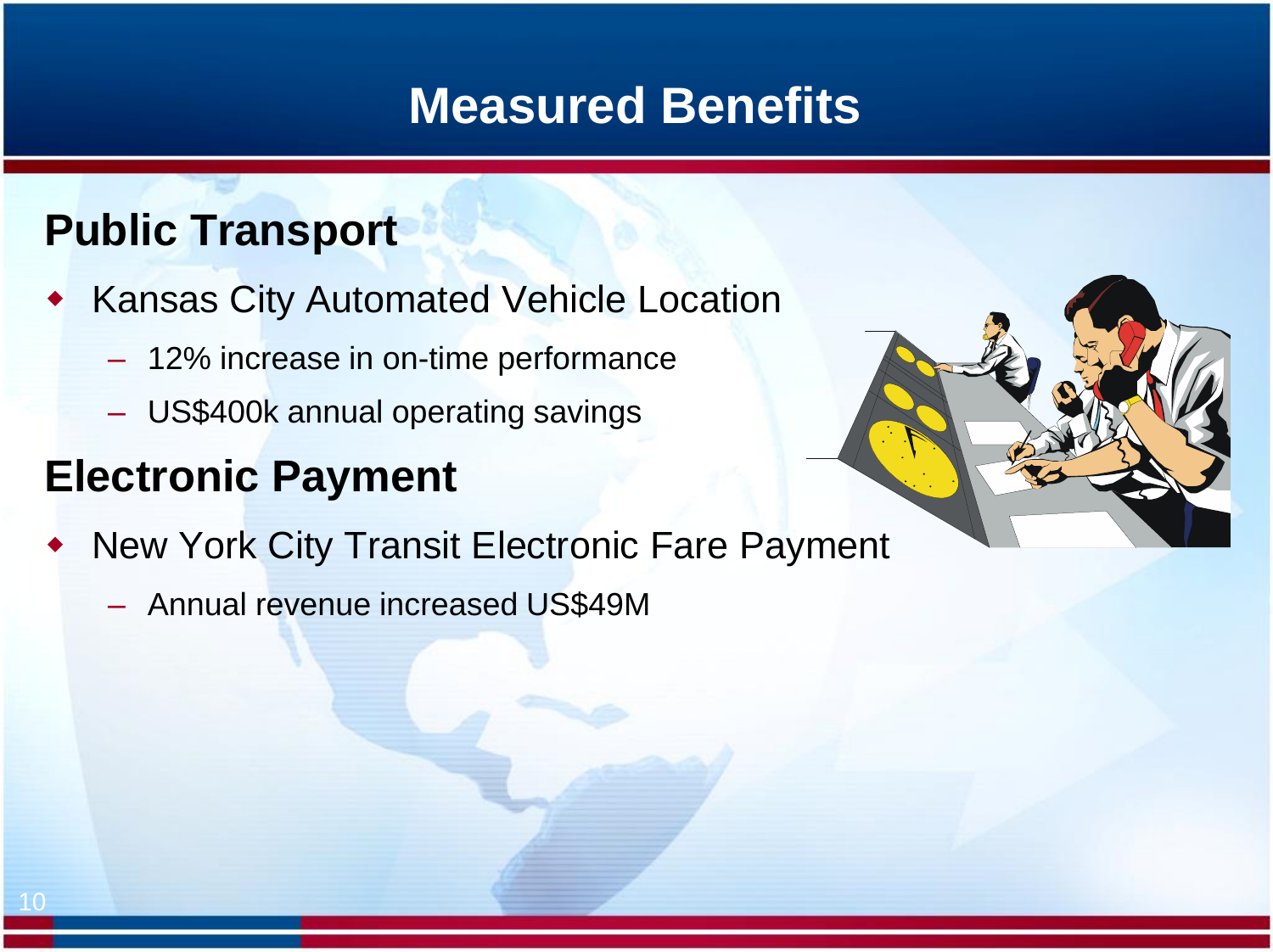# Measured Benefits

## Public Transport

- Kansas City Automated Vehicle Location
  - 12% increase in on-time performance
  - US$400k annual operating savings

## Electronic Payment

- New York City Transit Electronic Fare Payment
  - Annual revenue increased US$49M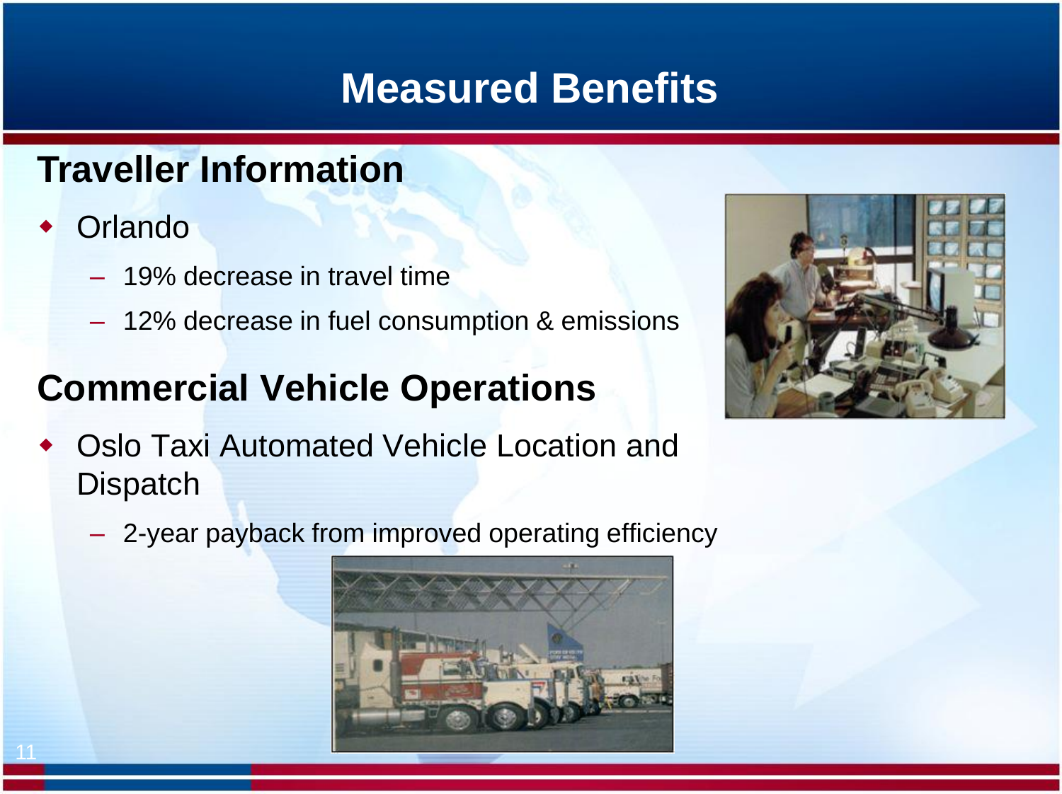# Measured Benefits

## Traveller Information

- Orlando
  - 19% decrease in travel time
  - 12% decrease in fuel consumption & emissions

## Commercial Vehicle Operations

- Oslo Taxi Automated Vehicle Location and Dispatch
  - 2-year payback from improved operating efficiency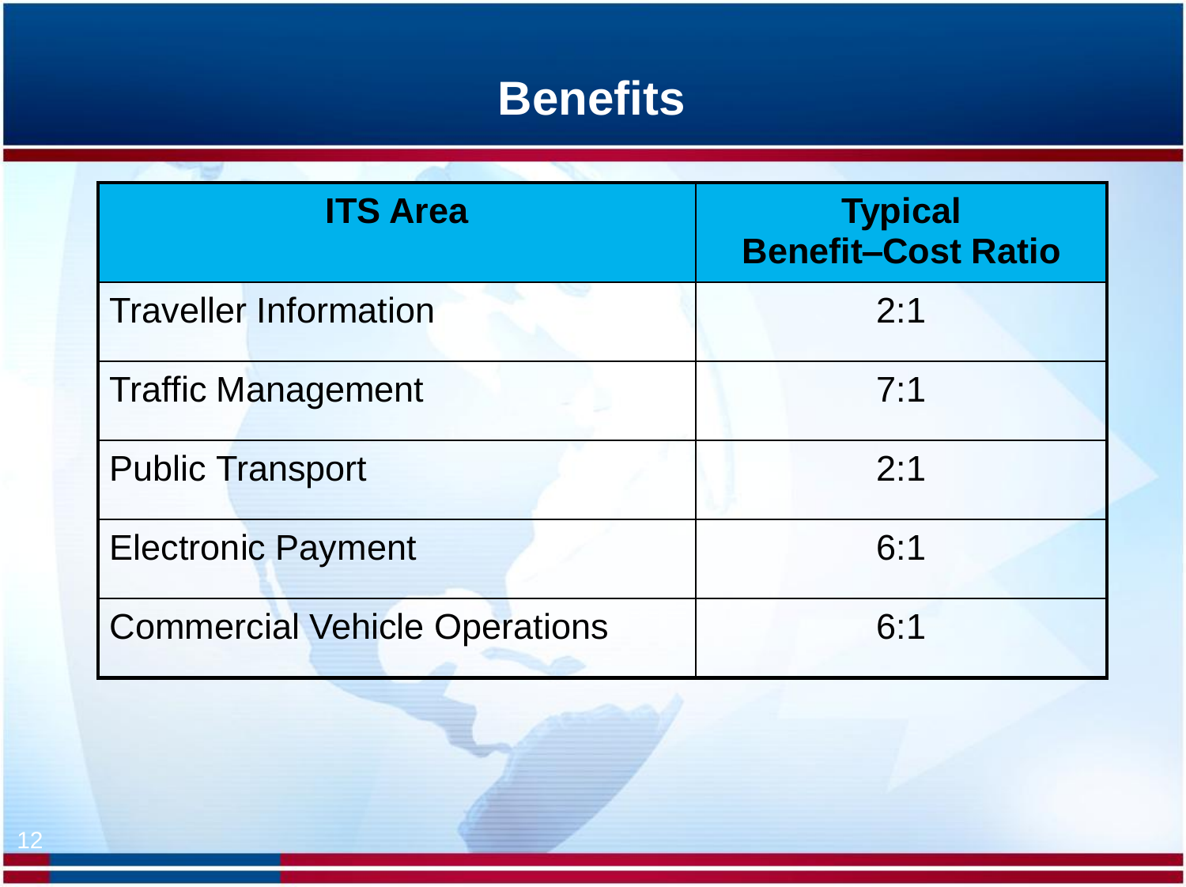# Benefits

| ITS Area | Typical Benefit–Cost Ratio |
|---|---|
| Traveller Information | 2:1 |
| Traffic Management | 7:1 |
| Public Transport | 2:1 |
| Electronic Payment | 6:1 |
| Commercial Vehicle Operations | 6:1 |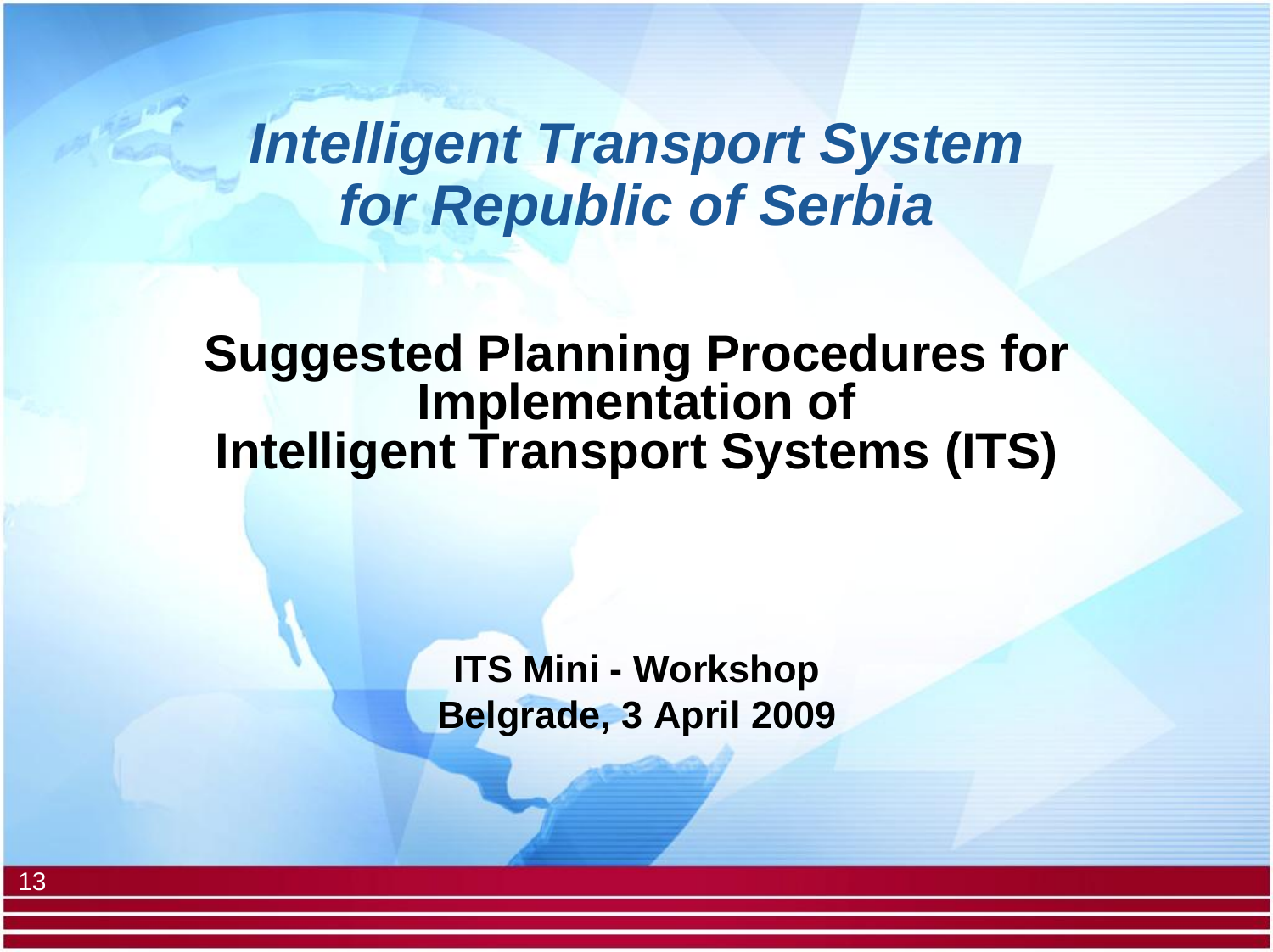# *Intelligent Transport System for Republic of Serbia*

## Suggested Planning Procedures for Implementation of Intelligent Transport Systems (ITS)

**ITS Mini - Workshop**
**Belgrade, 3 April 2009**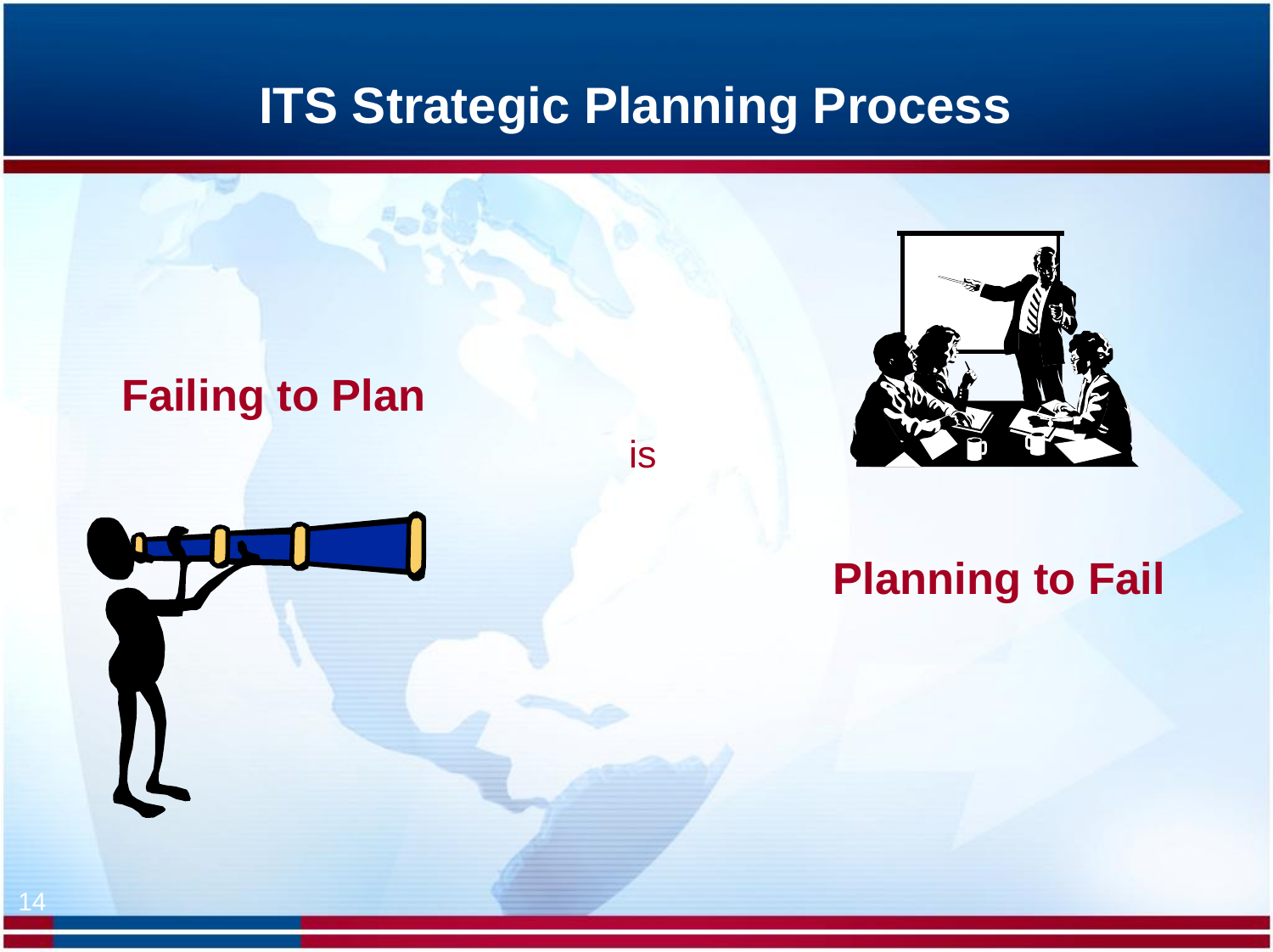# ITS Strategic Planning Process

**Failing to Plan**

is

**Planning to Fail**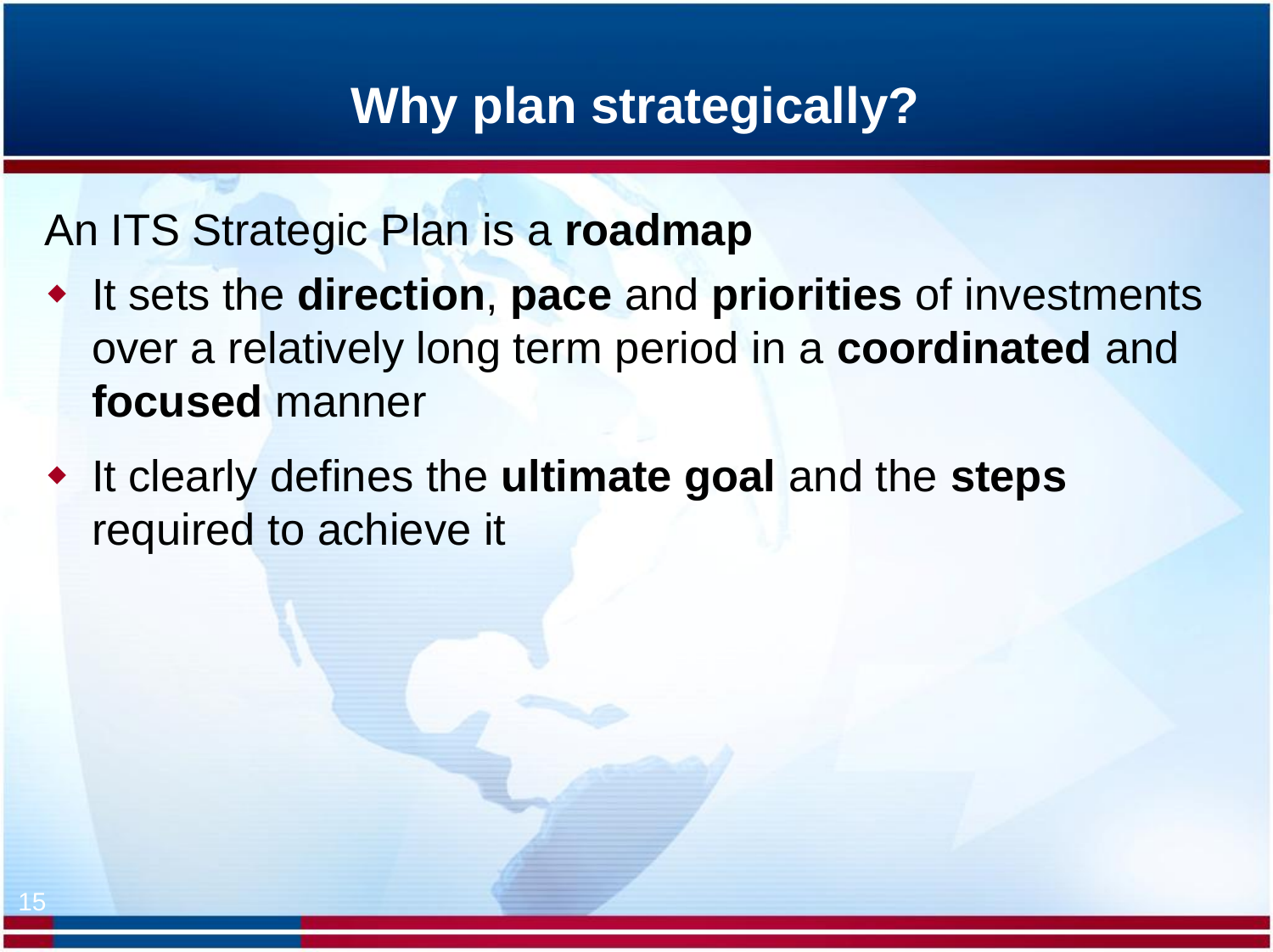# Why plan strategically?

An ITS Strategic Plan is a **roadmap**

- It sets the **direction**, **pace** and **priorities** of investments over a relatively long term period in a **coordinated** and **focused** manner
- It clearly defines the **ultimate goal** and the **steps** required to achieve it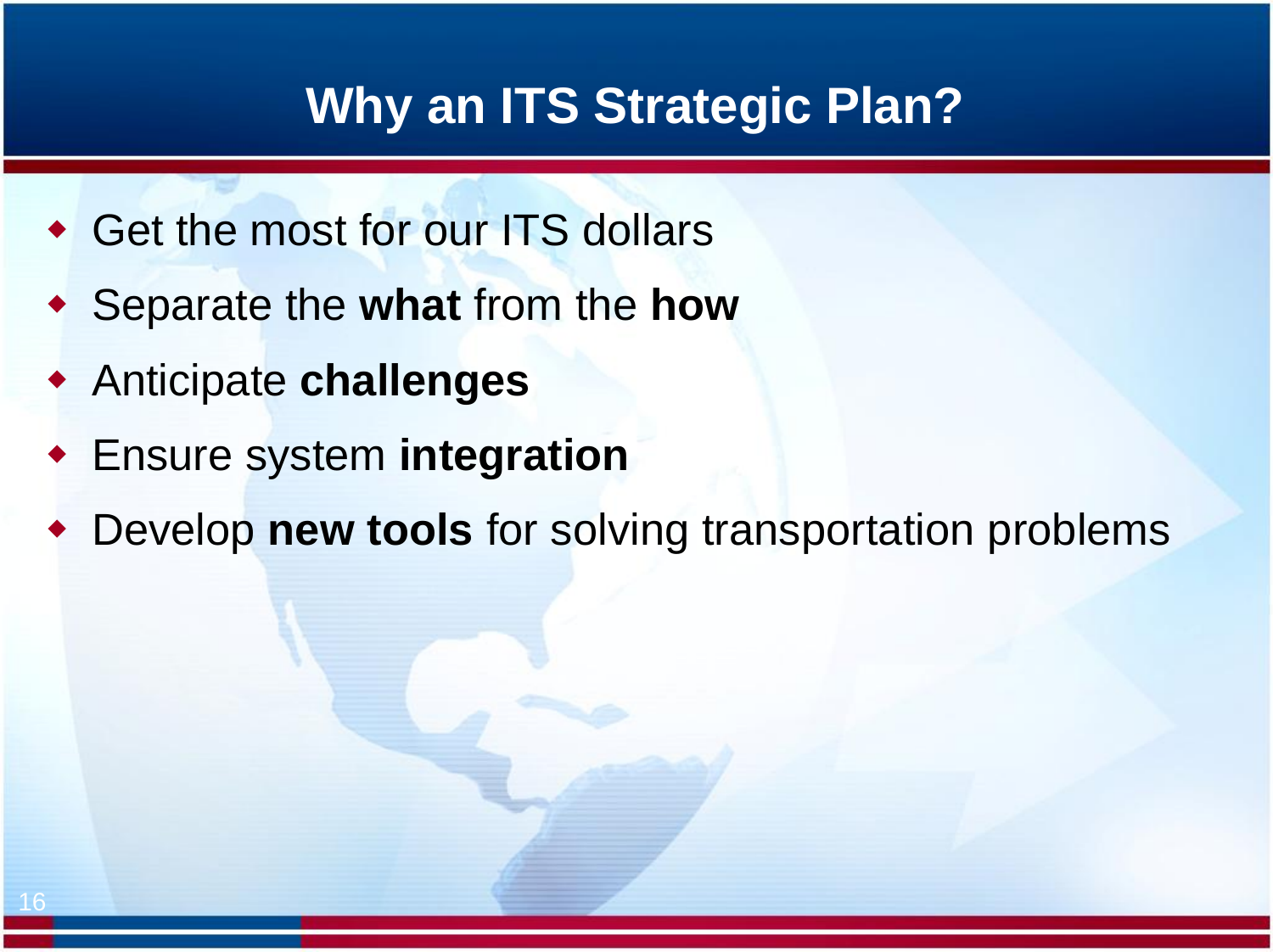# Why an ITS Strategic Plan?

- Get the most for our ITS dollars
- Separate the **what** from the **how**
- Anticipate **challenges**
- Ensure system **integration**
- Develop **new tools** for solving transportation problems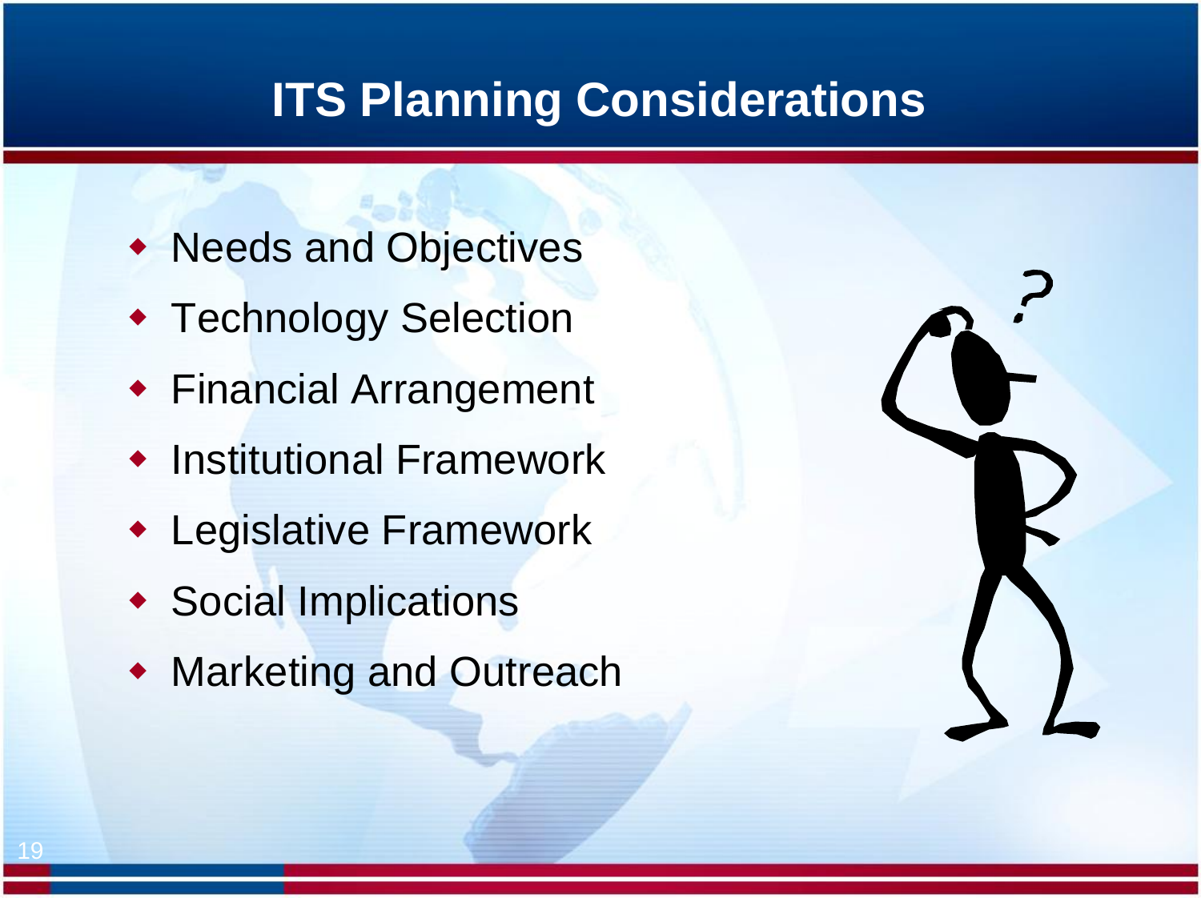# ITS Planning Considerations

- Needs and Objectives
- Technology Selection
- Financial Arrangement
- Institutional Framework
- Legislative Framework
- Social Implications
- Marketing and Outreach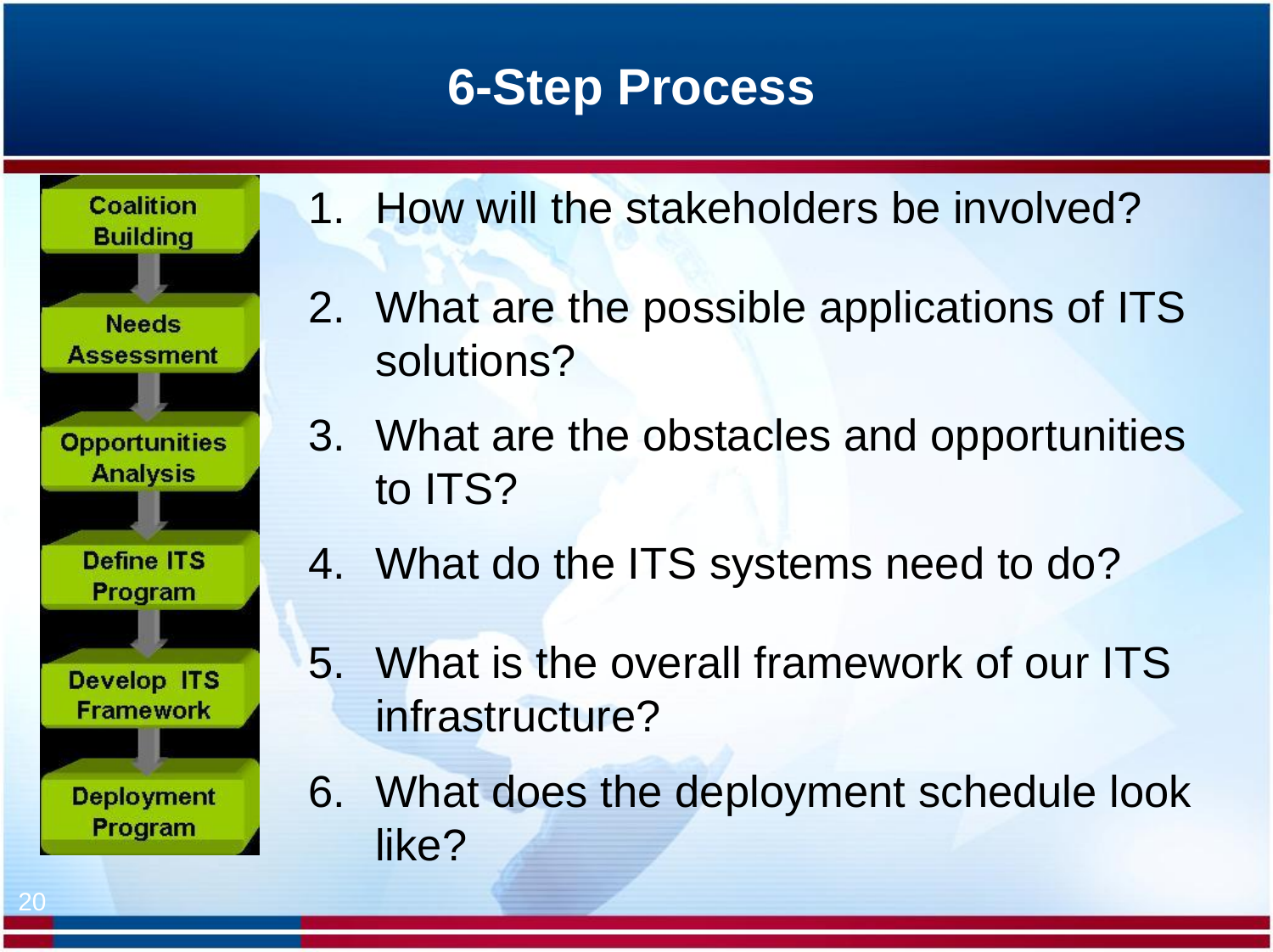# 6-Step Process

- Coalition Building
- Needs Assessment
- Opportunities Analysis
- Define ITS Program
- Develop ITS Framework
- Deployment Program

1. How will the stakeholders be involved?
2. What are the possible applications of ITS solutions?
3. What are the obstacles and opportunities to ITS?
4. What do the ITS systems need to do?
5. What is the overall framework of our ITS infrastructure?
6. What does the deployment schedule look like?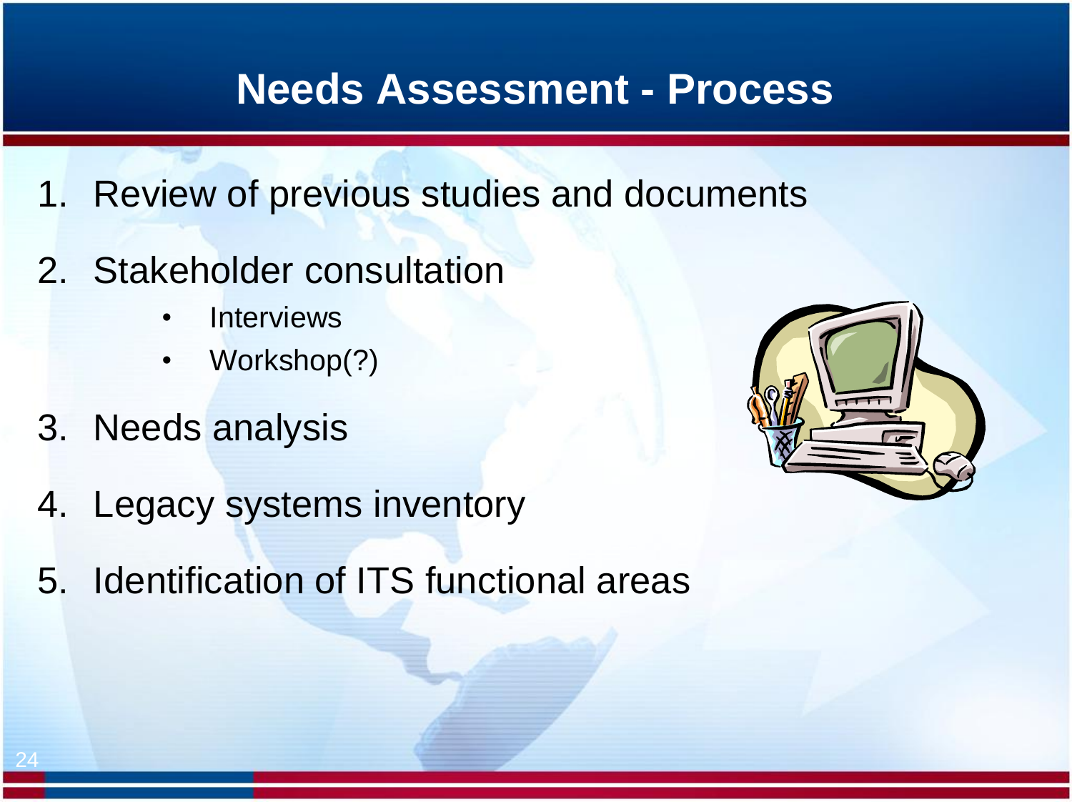# Needs Assessment - Process

1. Review of previous studies and documents
2. Stakeholder consultation
   - Interviews
   - Workshop(?)
3. Needs analysis
4. Legacy systems inventory
5. Identification of ITS functional areas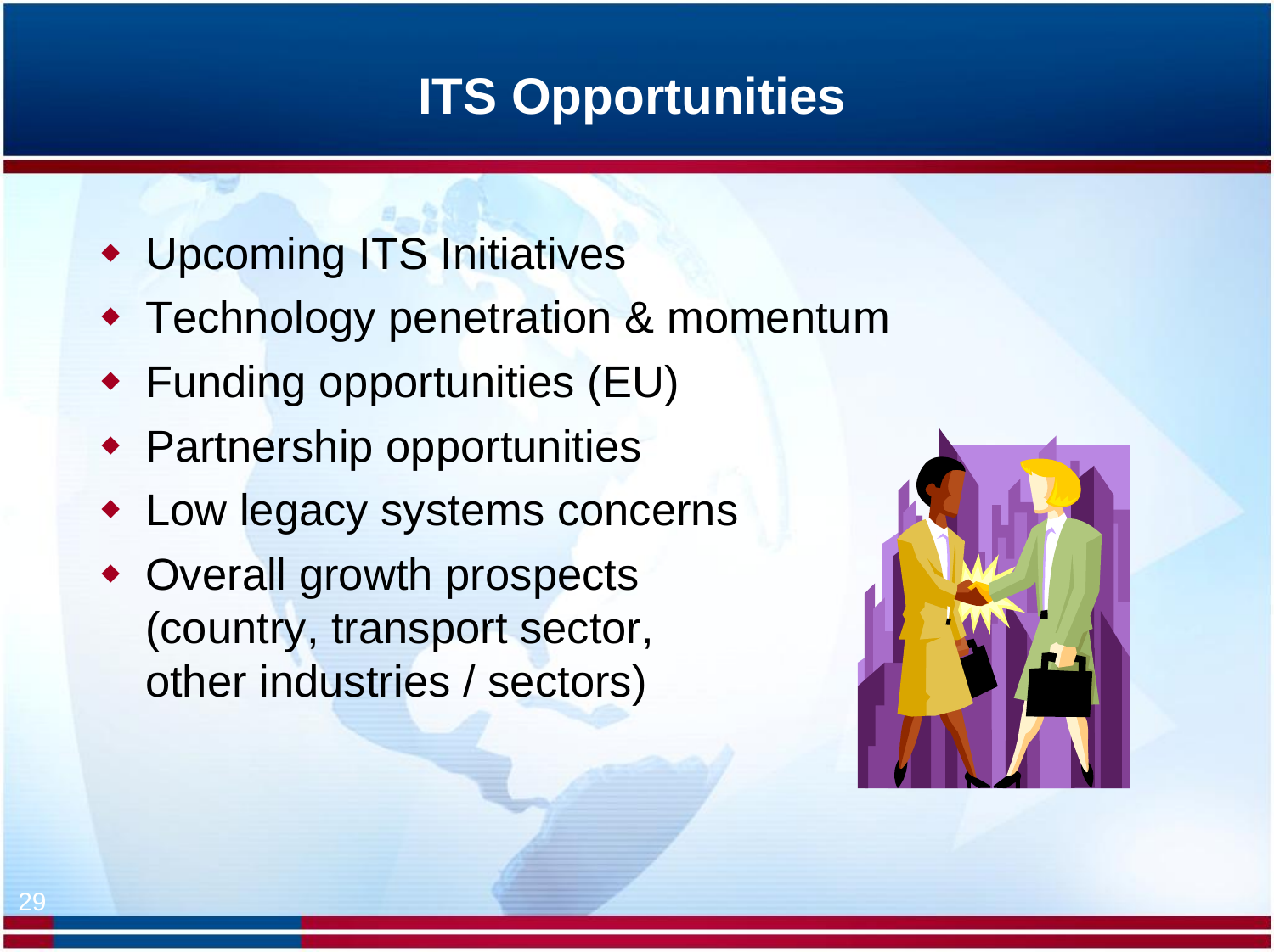# ITS Opportunities

- Upcoming ITS Initiatives
- Technology penetration & momentum
- Funding opportunities (EU)
- Partnership opportunities
- Low legacy systems concerns
- Overall growth prospects (country, transport sector, other industries / sectors)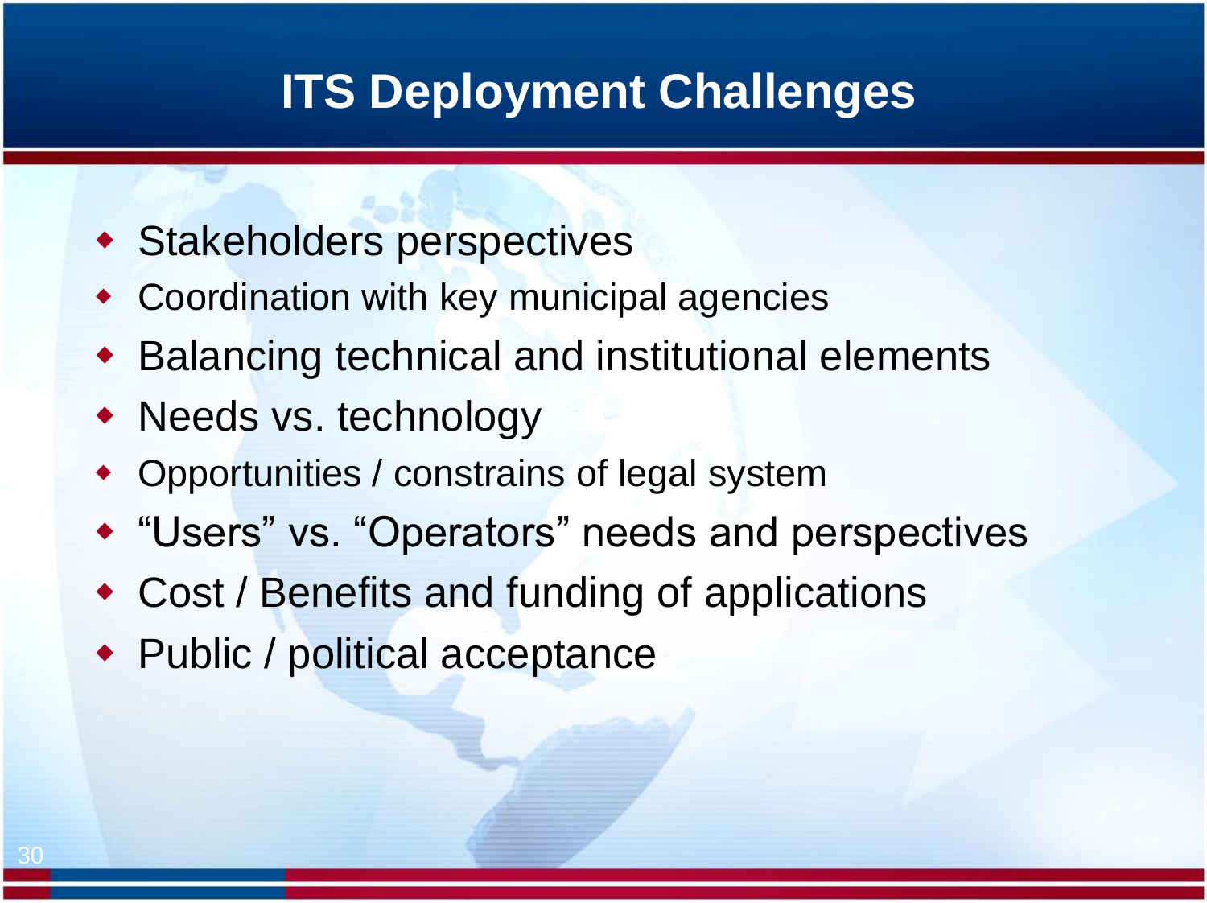# ITS Deployment Challenges

- Stakeholders perspectives
- Coordination with key municipal agencies
- Balancing technical and institutional elements
- Needs vs. technology
- Opportunities / constrains of legal system
- “Users” vs. “Operators” needs and perspectives
- Cost / Benefits and funding of applications
- Public / political acceptance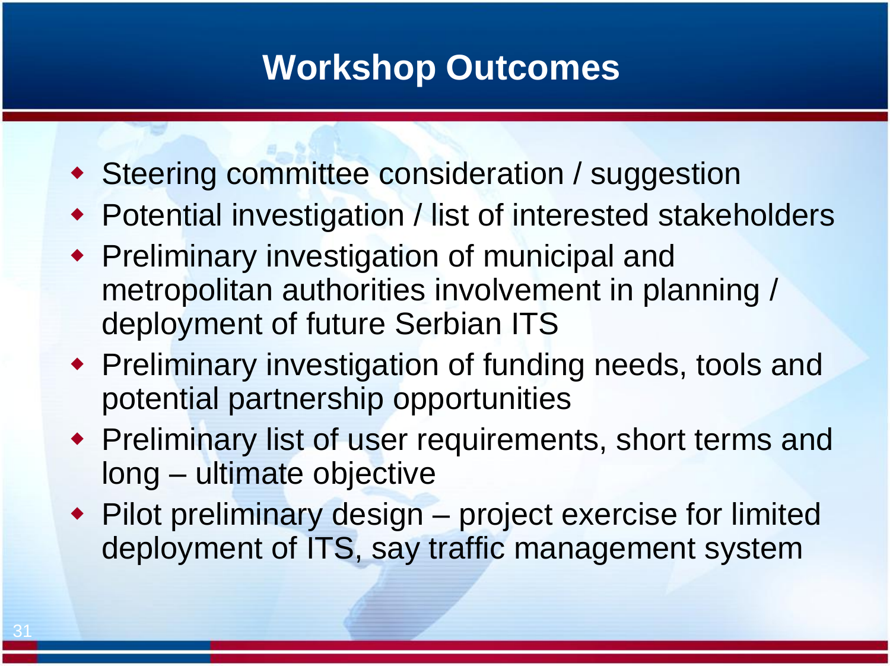# Workshop Outcomes

- Steering committee consideration / suggestion
- Potential investigation / list of interested stakeholders
- Preliminary investigation of municipal and metropolitan authorities involvement in planning / deployment of future Serbian ITS
- Preliminary investigation of funding needs, tools and potential partnership opportunities
- Preliminary list of user requirements, short terms and long – ultimate objective
- Pilot preliminary design – project exercise for limited deployment of ITS, say traffic management system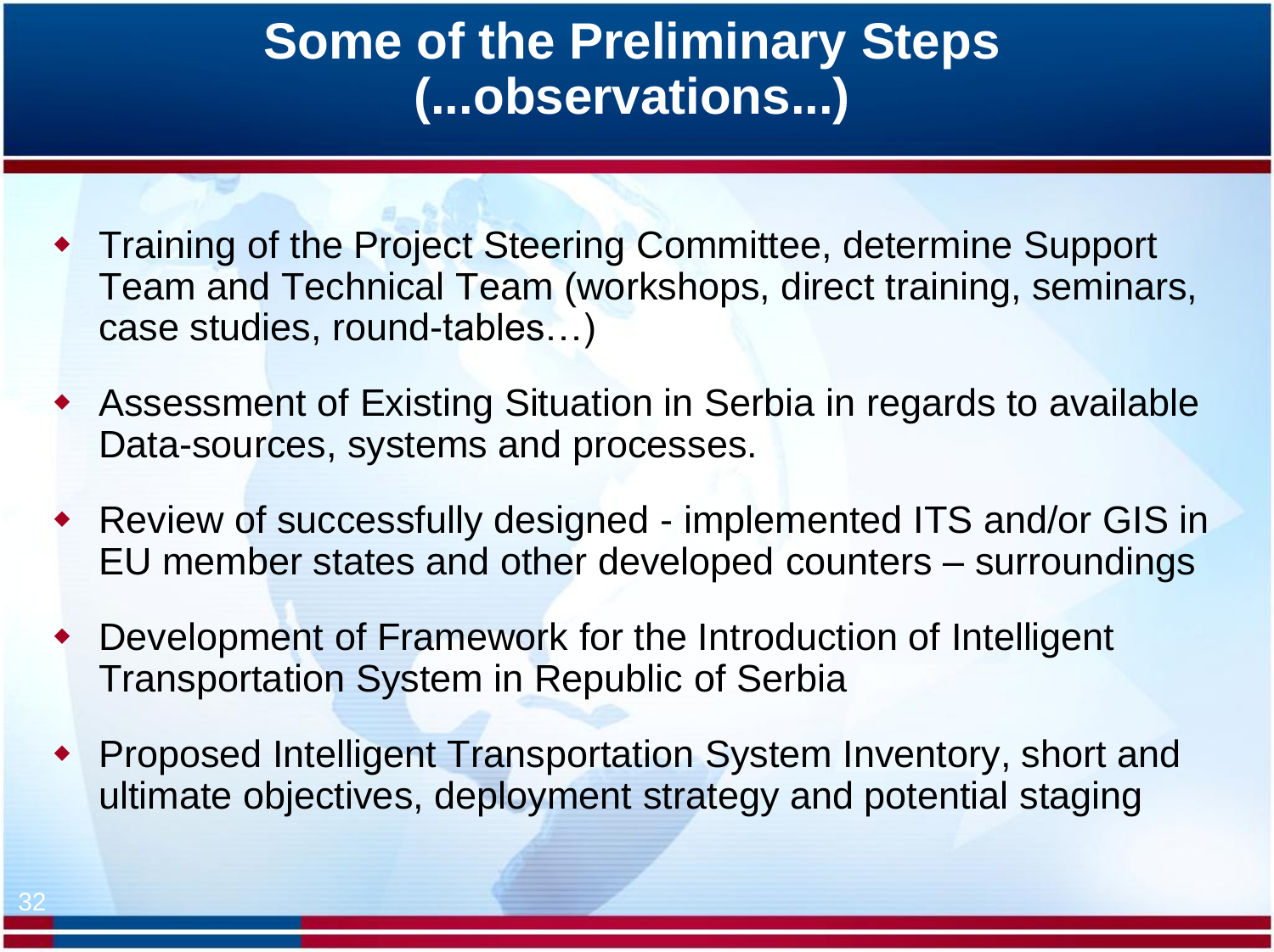# Some of the Preliminary Steps (...observations...)

- Training of the Project Steering Committee, determine Support Team and Technical Team (workshops, direct training, seminars, case studies, round-tables…)
- Assessment of Existing Situation in Serbia in regards to available Data-sources, systems and processes.
- Review of successfully designed - implemented ITS and/or GIS in EU member states and other developed counters – surroundings
- Development of Framework for the Introduction of Intelligent Transportation System in Republic of Serbia
- Proposed Intelligent Transportation System Inventory, short and ultimate objectives, deployment strategy and potential staging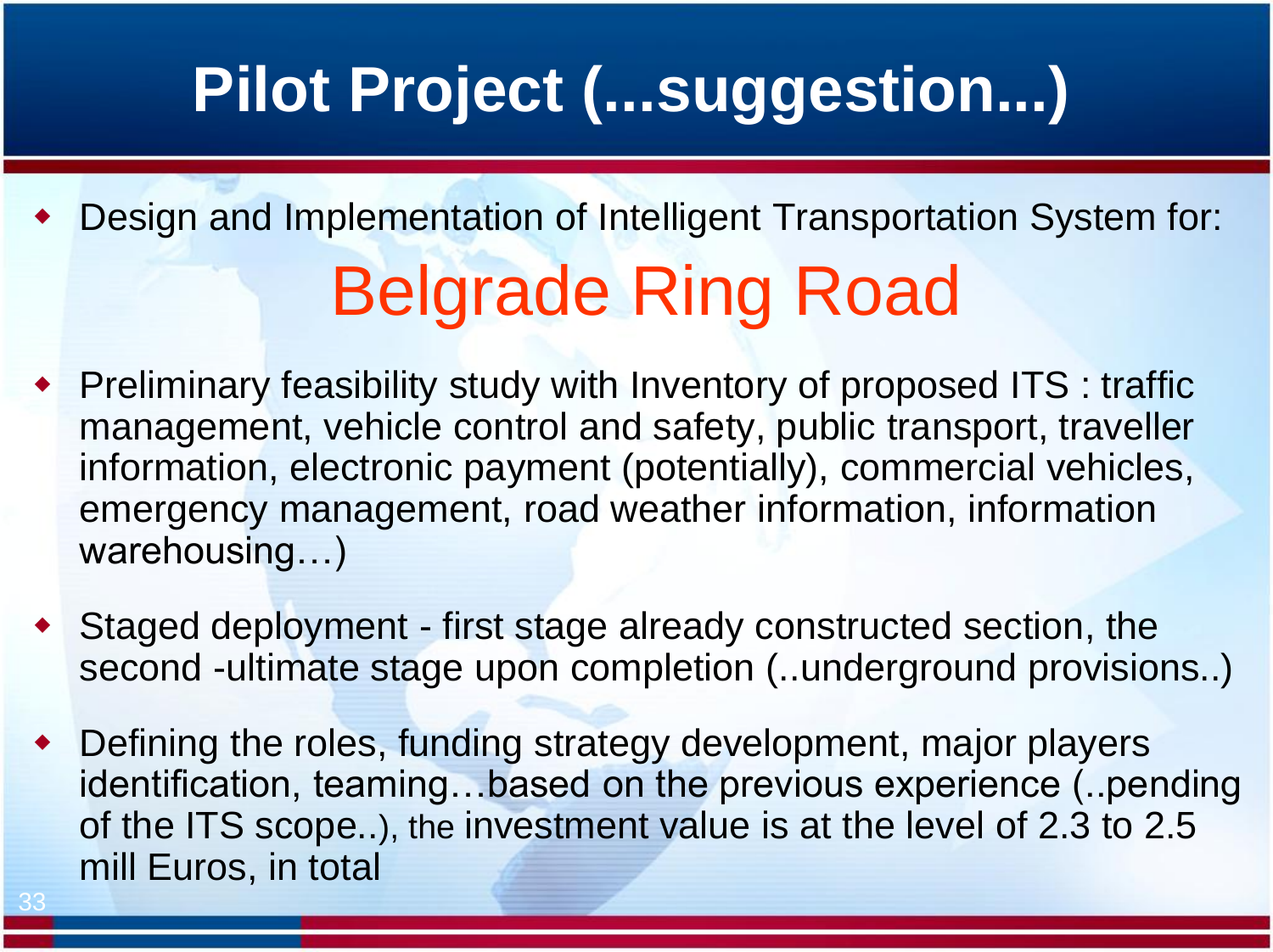# Pilot Project (...suggestion...)

- Design and Implementation of Intelligent Transportation System for:

## Belgrade Ring Road

- Preliminary feasibility study with Inventory of proposed ITS : traffic management, vehicle control and safety, public transport, traveller information, electronic payment (potentially), commercial vehicles, emergency management, road weather information, information warehousing…)
- Staged deployment - first stage already constructed section, the second -ultimate stage upon completion (..underground provisions..)
- Defining the roles, funding strategy development, major players identification, teaming…based on the previous experience (..pending of the ITS scope..), the investment value is at the level of 2.3 to 2.5 mill Euros, in total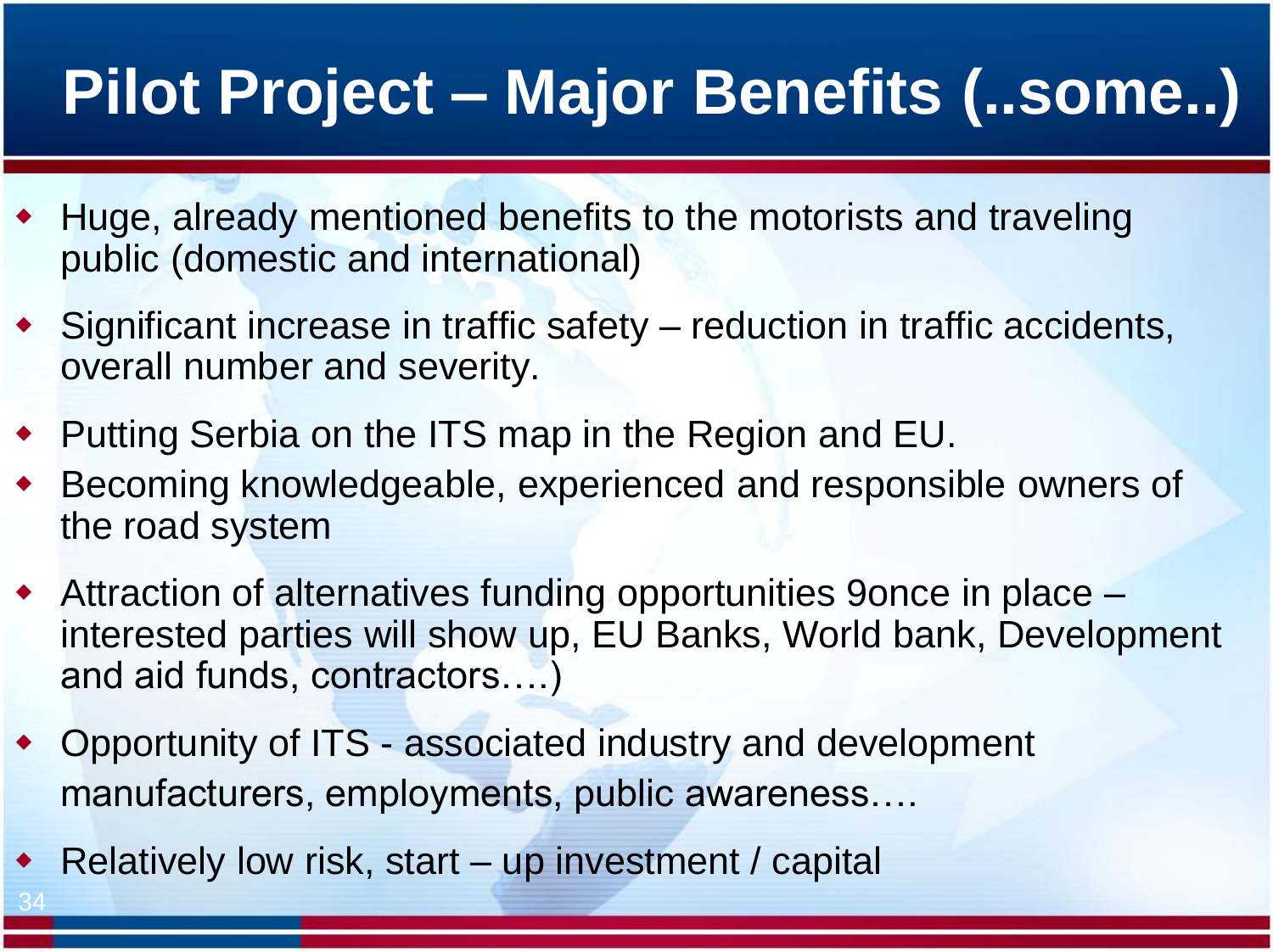# Pilot Project – Major Benefits (..some..)

- Huge, already mentioned benefits to the motorists and traveling public (domestic and international)
- Significant increase in traffic safety – reduction in traffic accidents, overall number and severity.
- Putting Serbia on the ITS map in the Region and EU.
- Becoming knowledgeable, experienced and responsible owners of the road system
- Attraction of alternatives funding opportunities 9once in place – interested parties will show up, EU Banks, World bank, Development and aid funds, contractors….)
- Opportunity of ITS - associated industry and development manufacturers, employments, public awareness….
- Relatively low risk, start – up investment / capital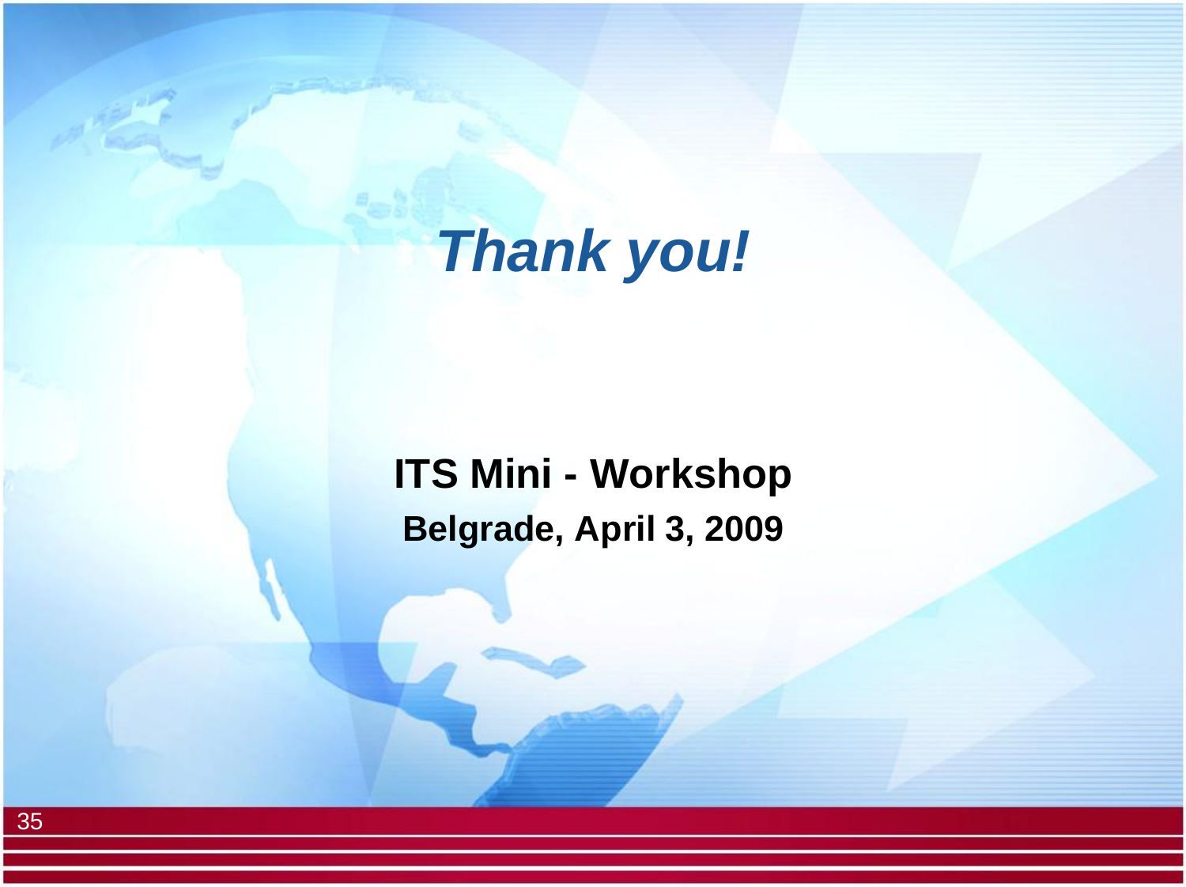# *Thank you!*

**ITS Mini - Workshop**

**Belgrade, April 3, 2009**